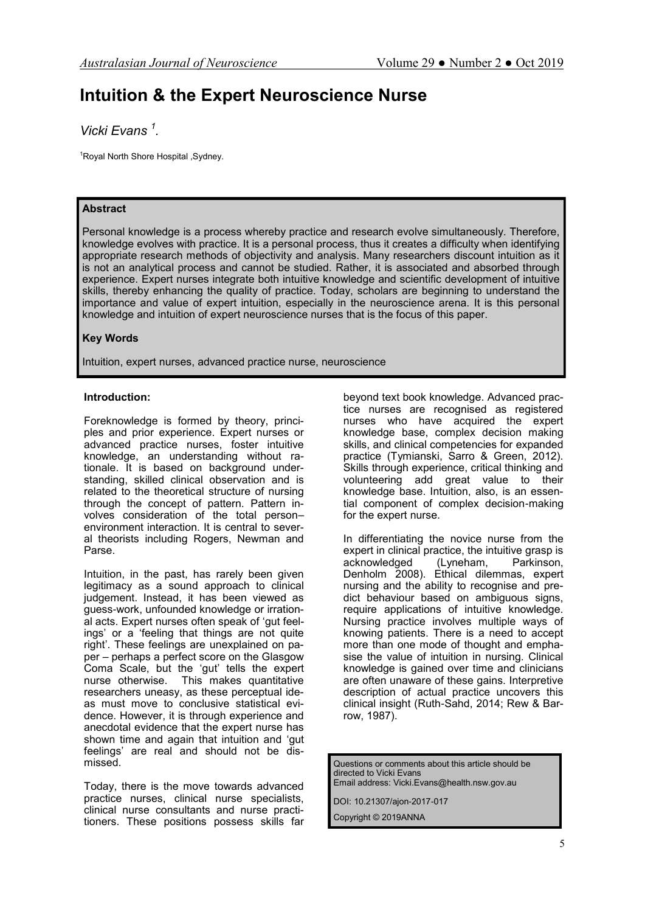# Intuition & the Expert Neuroscience Nurse

*Vicki Evans [1].*

[1]Royal North Shore Hospital ,Sydney.

**Abstract**

Personal knowledge is a process whereby practice and research evolve simultaneously. Therefore, knowledge evolves with practice. It is a personal process, thus it creates a difficulty when identifying appropriate research methods of objectivity and analysis. Many researchers discount intuition as it is not an analytical process and cannot be studied. Rather, it is associated and absorbed through experience. Expert nurses integrate both intuitive knowledge and scientific development of intuitive skills, thereby enhancing the quality of practice. Today, scholars are beginning to understand the importance and value of expert intuition, especially in the neuroscience arena. It is this personal knowledge and intuition of expert neuroscience nurses that is the focus of this paper.

**Key Words**

Intuition, expert nurses, advanced practice nurse, neuroscience

**Introduction:**

Foreknowledge is formed by theory, principles and prior experience. Expert nurses or advanced practice nurses, foster intuitive knowledge, an understanding without rationale. It is based on background understanding, skilled clinical observation and is related to the theoretical structure of nursing through the concept of pattern. Pattern involves consideration of the total person–environment interaction. It is central to several theorists including Rogers, Newman and Parse.

Intuition, in the past, has rarely been given legitimacy as a sound approach to clinical judgement. Instead, it has been viewed as guess-work, unfounded knowledge or irrational acts. Expert nurses often speak of 'gut feelings' or a 'feeling that things are not quite right'. These feelings are unexplained on paper – perhaps a perfect score on the Glasgow Coma Scale, but the 'gut' tells the expert nurse otherwise. This makes quantitative researchers uneasy, as these perceptual ideas must move to conclusive statistical evidence. However, it is through experience and anecdotal evidence that the expert nurse has shown time and again that intuition and 'gut feelings' are real and should not be dismissed.

Today, there is the move towards advanced practice nurses, clinical nurse specialists, clinical nurse consultants and nurse practitioners. These positions possess skills far beyond text book knowledge. Advanced practice nurses are recognised as registered nurses who have acquired the expert knowledge base, complex decision making skills, and clinical competencies for expanded practice (Tymianski, Sarro & Green, 2012). Skills through experience, critical thinking and volunteering add great value to their knowledge base. Intuition, also, is an essential component of complex decision-making for the expert nurse.

In differentiating the novice nurse from the expert in clinical practice, the intuitive grasp is acknowledged (Lyneham, Parkinson, Denholm 2008). Ethical dilemmas, expert nursing and the ability to recognise and predict behaviour based on ambiguous signs, require applications of intuitive knowledge. Nursing practice involves multiple ways of knowing patients. There is a need to accept more than one mode of thought and emphasise the value of intuition in nursing. Clinical knowledge is gained over time and clinicians are often unaware of these gains. Interpretive description of actual practice uncovers this clinical insight (Ruth-Sahd, 2014; Rew & Barrow, 1987).

Questions or comments about this article should be directed to Vicki Evans
Email address: Vicki.Evans@health.nsw.gov.au

DOI: 10.21307/ajon-2017-017

Copyright © 2019ANNA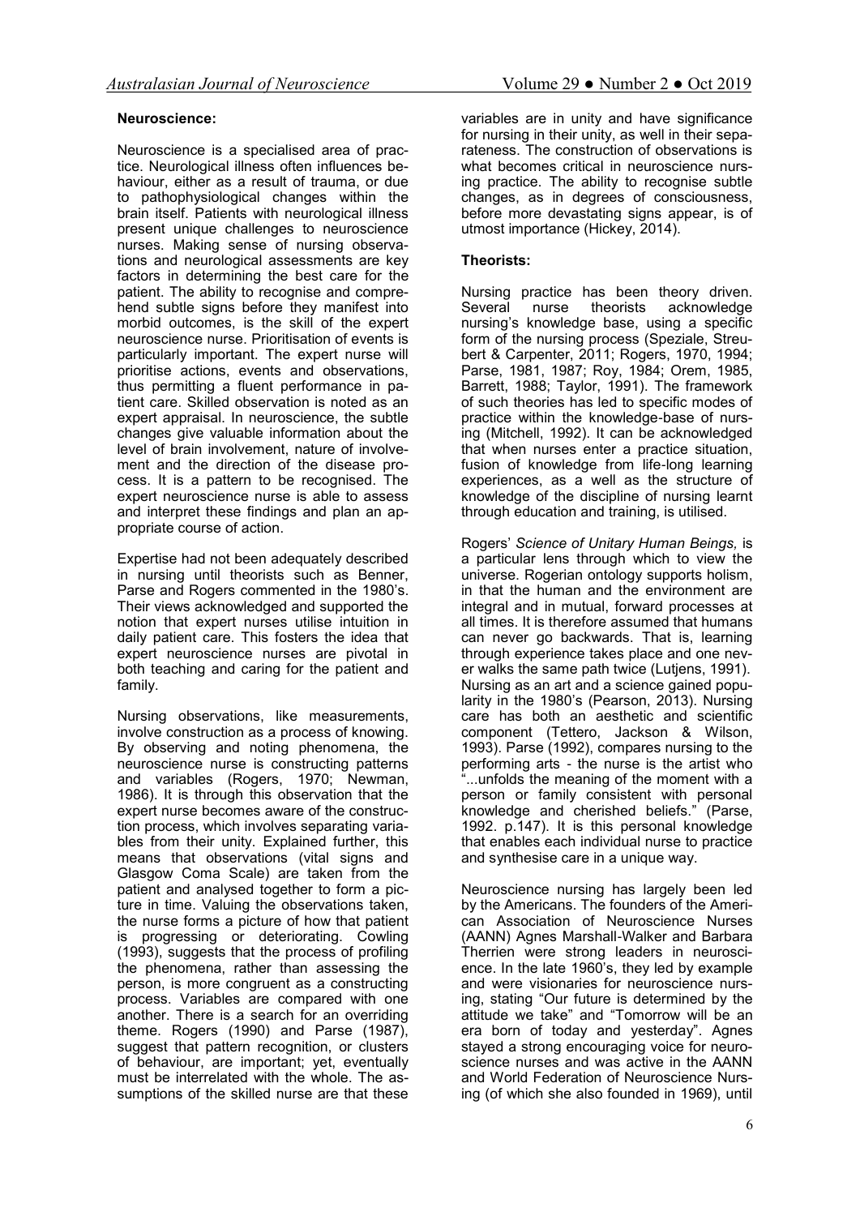**Neuroscience:**

Neuroscience is a specialised area of practice. Neurological illness often influences behaviour, either as a result of trauma, or due to pathophysiological changes within the brain itself. Patients with neurological illness present unique challenges to neuroscience nurses. Making sense of nursing observations and neurological assessments are key factors in determining the best care for the patient. The ability to recognise and comprehend subtle signs before they manifest into morbid outcomes, is the skill of the expert neuroscience nurse. Prioritisation of events is particularly important. The expert nurse will prioritise actions, events and observations, thus permitting a fluent performance in patient care. Skilled observation is noted as an expert appraisal. In neuroscience, the subtle changes give valuable information about the level of brain involvement, nature of involvement and the direction of the disease process. It is a pattern to be recognised. The expert neuroscience nurse is able to assess and interpret these findings and plan an appropriate course of action.

Expertise had not been adequately described in nursing until theorists such as Benner, Parse and Rogers commented in the 1980's. Their views acknowledged and supported the notion that expert nurses utilise intuition in daily patient care. This fosters the idea that expert neuroscience nurses are pivotal in both teaching and caring for the patient and family.

Nursing observations, like measurements, involve construction as a process of knowing. By observing and noting phenomena, the neuroscience nurse is constructing patterns and variables (Rogers, 1970; Newman, 1986). It is through this observation that the expert nurse becomes aware of the construction process, which involves separating variables from their unity. Explained further, this means that observations (vital signs and Glasgow Coma Scale) are taken from the patient and analysed together to form a picture in time. Valuing the observations taken, the nurse forms a picture of how that patient is progressing or deteriorating. Cowling (1993), suggests that the process of profiling the phenomena, rather than assessing the person, is more congruent as a constructing process. Variables are compared with one another. There is a search for an overriding theme. Rogers (1990) and Parse (1987), suggest that pattern recognition, or clusters of behaviour, are important; yet, eventually must be interrelated with the whole. The assumptions of the skilled nurse are that these variables are in unity and have significance for nursing in their unity, as well in their separateness. The construction of observations is what becomes critical in neuroscience nursing practice. The ability to recognise subtle changes, as in degrees of consciousness, before more devastating signs appear, is of utmost importance (Hickey, 2014).

**Theorists:**

Nursing practice has been theory driven. Several nurse theorists acknowledge nursing's knowledge base, using a specific form of the nursing process (Speziale, Streubert & Carpenter, 2011; Rogers, 1970, 1994; Parse, 1981, 1987; Roy, 1984; Orem, 1985, Barrett, 1988; Taylor, 1991). The framework of such theories has led to specific modes of practice within the knowledge-base of nursing (Mitchell, 1992). It can be acknowledged that when nurses enter a practice situation, fusion of knowledge from life-long learning experiences, as a well as the structure of knowledge of the discipline of nursing learnt through education and training, is utilised.

Rogers' *Science of Unitary Human Beings,* is a particular lens through which to view the universe. Rogerian ontology supports holism, in that the human and the environment are integral and in mutual, forward processes at all times. It is therefore assumed that humans can never go backwards. That is, learning through experience takes place and one never walks the same path twice (Lutjens, 1991). Nursing as an art and a science gained popularity in the 1980's (Pearson, 2013). Nursing care has both an aesthetic and scientific component (Tettero, Jackson & Wilson, 1993). Parse (1992), compares nursing to the performing arts - the nurse is the artist who "...unfolds the meaning of the moment with a person or family consistent with personal knowledge and cherished beliefs." (Parse, 1992. p.147). It is this personal knowledge that enables each individual nurse to practice and synthesise care in a unique way.

Neuroscience nursing has largely been led by the Americans. The founders of the American Association of Neuroscience Nurses (AANN) Agnes Marshall-Walker and Barbara Therrien were strong leaders in neuroscience. In the late 1960's, they led by example and were visionaries for neuroscience nursing, stating "Our future is determined by the attitude we take" and "Tomorrow will be an era born of today and yesterday". Agnes stayed a strong encouraging voice for neuroscience nurses and was active in the AANN and World Federation of Neuroscience Nursing (of which she also founded in 1969), until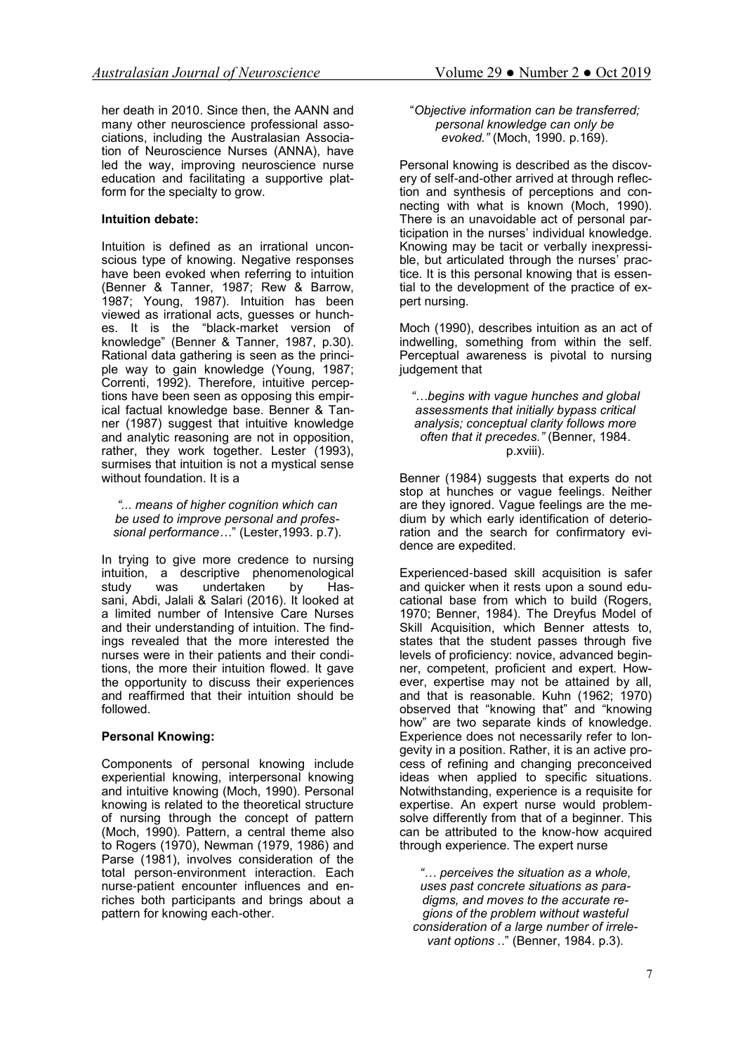her death in 2010. Since then, the AANN and many other neuroscience professional associations, including the Australasian Association of Neuroscience Nurses (ANNA), have led the way, improving neuroscience nurse education and facilitating a supportive platform for the specialty to grow.

**Intuition debate:**

Intuition is defined as an irrational unconscious type of knowing. Negative responses have been evoked when referring to intuition (Benner & Tanner, 1987; Rew & Barrow, 1987; Young, 1987). Intuition has been viewed as irrational acts, guesses or hunches. It is the "black-market version of knowledge" (Benner & Tanner, 1987, p.30). Rational data gathering is seen as the principle way to gain knowledge (Young, 1987; Correnti, 1992). Therefore, intuitive perceptions have been seen as opposing this empirical factual knowledge base. Benner & Tanner (1987) suggest that intuitive knowledge and analytic reasoning are not in opposition, rather, they work together. Lester (1993), surmises that intuition is not a mystical sense without foundation. It is a

> *"... means of higher cognition which can be used to improve personal and professional performance…*" (Lester,1993. p.7).

In trying to give more credence to nursing intuition, a descriptive phenomenological study was undertaken by Hassani, Abdi, Jalali & Salari (2016). It looked at a limited number of Intensive Care Nurses and their understanding of intuition. The findings revealed that the more interested the nurses were in their patients and their conditions, the more their intuition flowed. It gave the opportunity to discuss their experiences and reaffirmed that their intuition should be followed.

**Personal Knowing:**

Components of personal knowing include experiential knowing, interpersonal knowing and intuitive knowing (Moch, 1990). Personal knowing is related to the theoretical structure of nursing through the concept of pattern (Moch, 1990). Pattern, a central theme also to Rogers (1970), Newman (1979, 1986) and Parse (1981), involves consideration of the total person-environment interaction. Each nurse-patient encounter influences and enriches both participants and brings about a pattern for knowing each-other.

> "*Objective information can be transferred; personal knowledge can only be evoked."* (Moch, 1990. p.169).

Personal knowing is described as the discovery of self-and-other arrived at through reflection and synthesis of perceptions and connecting with what is known (Moch, 1990). There is an unavoidable act of personal participation in the nurses' individual knowledge. Knowing may be tacit or verbally inexpressible, but articulated through the nurses' practice. It is this personal knowing that is essential to the development of the practice of expert nursing.

Moch (1990), describes intuition as an act of indwelling, something from within the self. Perceptual awareness is pivotal to nursing judgement that

> *"…begins with vague hunches and global assessments that initially bypass critical analysis; conceptual clarity follows more often that it precedes."* (Benner, 1984. p.xviii).

Benner (1984) suggests that experts do not stop at hunches or vague feelings. Neither are they ignored. Vague feelings are the medium by which early identification of deterioration and the search for confirmatory evidence are expedited.

Experienced-based skill acquisition is safer and quicker when it rests upon a sound educational base from which to build (Rogers, 1970; Benner, 1984). The Dreyfus Model of Skill Acquisition, which Benner attests to, states that the student passes through five levels of proficiency: novice, advanced beginner, competent, proficient and expert. However, expertise may not be attained by all, and that is reasonable. Kuhn (1962; 1970) observed that "knowing that" and "knowing how" are two separate kinds of knowledge. Experience does not necessarily refer to longevity in a position. Rather, it is an active process of refining and changing preconceived ideas when applied to specific situations. Notwithstanding, experience is a requisite for expertise. An expert nurse would problem-solve differently from that of a beginner. This can be attributed to the know-how acquired through experience. The expert nurse

> *"… perceives the situation as a whole, uses past concrete situations as paradigms, and moves to the accurate regions of the problem without wasteful consideration of a large number of irrelevant options ..*" (Benner, 1984. p.3).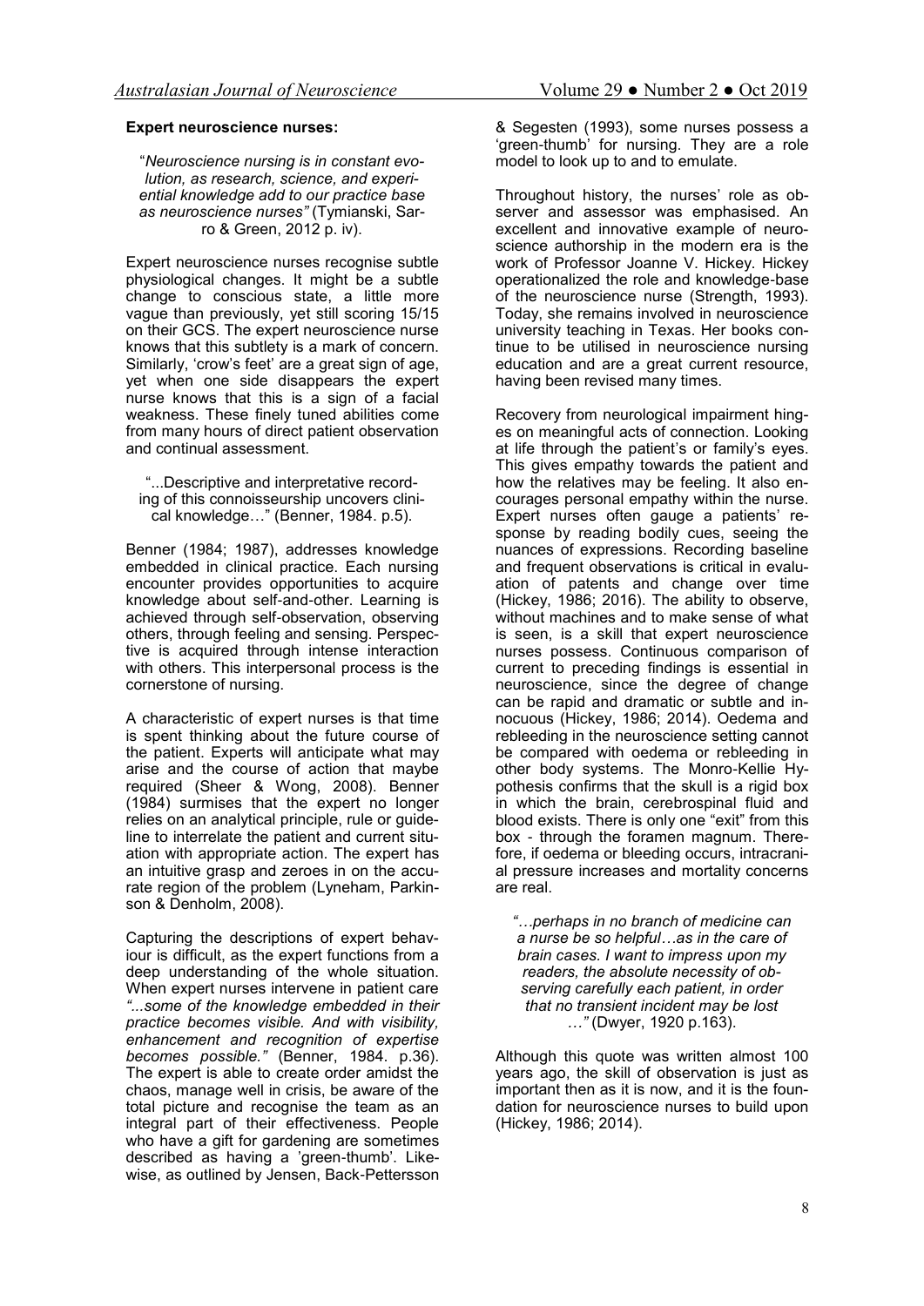**Expert neuroscience nurses:**

"*Neuroscience nursing is in constant evolution, as research, science, and experiential knowledge add to our practice base as neuroscience nurses"* (Tymianski, Sarro & Green, 2012 p. iv).

Expert neuroscience nurses recognise subtle physiological changes. It might be a subtle change to conscious state, a little more vague than previously, yet still scoring 15/15 on their GCS. The expert neuroscience nurse knows that this subtlety is a mark of concern. Similarly, 'crow's feet' are a great sign of age, yet when one side disappears the expert nurse knows that this is a sign of a facial weakness. These finely tuned abilities come from many hours of direct patient observation and continual assessment.

"...Descriptive and interpretative recording of this connoisseurship uncovers clinical knowledge…" (Benner, 1984. p.5).

Benner (1984; 1987), addresses knowledge embedded in clinical practice. Each nursing encounter provides opportunities to acquire knowledge about self-and-other. Learning is achieved through self-observation, observing others, through feeling and sensing. Perspective is acquired through intense interaction with others. This interpersonal process is the cornerstone of nursing.

A characteristic of expert nurses is that time is spent thinking about the future course of the patient. Experts will anticipate what may arise and the course of action that maybe required (Sheer & Wong, 2008). Benner (1984) surmises that the expert no longer relies on an analytical principle, rule or guideline to interrelate the patient and current situation with appropriate action. The expert has an intuitive grasp and zeroes in on the accurate region of the problem (Lyneham, Parkinson & Denholm, 2008).

Capturing the descriptions of expert behaviour is difficult, as the expert functions from a deep understanding of the whole situation. When expert nurses intervene in patient care *"...some of the knowledge embedded in their practice becomes visible. And with visibility, enhancement and recognition of expertise becomes possible."* (Benner, 1984. p.36). The expert is able to create order amidst the chaos, manage well in crisis, be aware of the total picture and recognise the team as an integral part of their effectiveness. People who have a gift for gardening are sometimes described as having a 'green-thumb'. Likewise, as outlined by Jensen, Back-Pettersson & Segesten (1993), some nurses possess a 'green-thumb' for nursing. They are a role model to look up to and to emulate.

Throughout history, the nurses' role as observer and assessor was emphasised. An excellent and innovative example of neuroscience authorship in the modern era is the work of Professor Joanne V. Hickey. Hickey operationalized the role and knowledge-base of the neuroscience nurse (Strength, 1993). Today, she remains involved in neuroscience university teaching in Texas. Her books continue to be utilised in neuroscience nursing education and are a great current resource, having been revised many times.

Recovery from neurological impairment hinges on meaningful acts of connection. Looking at life through the patient's or family's eyes. This gives empathy towards the patient and how the relatives may be feeling. It also encourages personal empathy within the nurse. Expert nurses often gauge a patients' response by reading bodily cues, seeing the nuances of expressions. Recording baseline and frequent observations is critical in evaluation of patents and change over time (Hickey, 1986; 2016). The ability to observe, without machines and to make sense of what is seen, is a skill that expert neuroscience nurses possess. Continuous comparison of current to preceding findings is essential in neuroscience, since the degree of change can be rapid and dramatic or subtle and innocuous (Hickey, 1986; 2014). Oedema and rebleeding in the neuroscience setting cannot be compared with oedema or rebleeding in other body systems. The Monro-Kellie Hypothesis confirms that the skull is a rigid box in which the brain, cerebrospinal fluid and blood exists. There is only one "exit" from this box - through the foramen magnum. Therefore, if oedema or bleeding occurs, intracranial pressure increases and mortality concerns are real.

*"…perhaps in no branch of medicine can a nurse be so helpful…as in the care of brain cases. I want to impress upon my readers, the absolute necessity of observing carefully each patient, in order that no transient incident may be lost …"* (Dwyer, 1920 p.163).

Although this quote was written almost 100 years ago, the skill of observation is just as important then as it is now, and it is the foundation for neuroscience nurses to build upon (Hickey, 1986; 2014).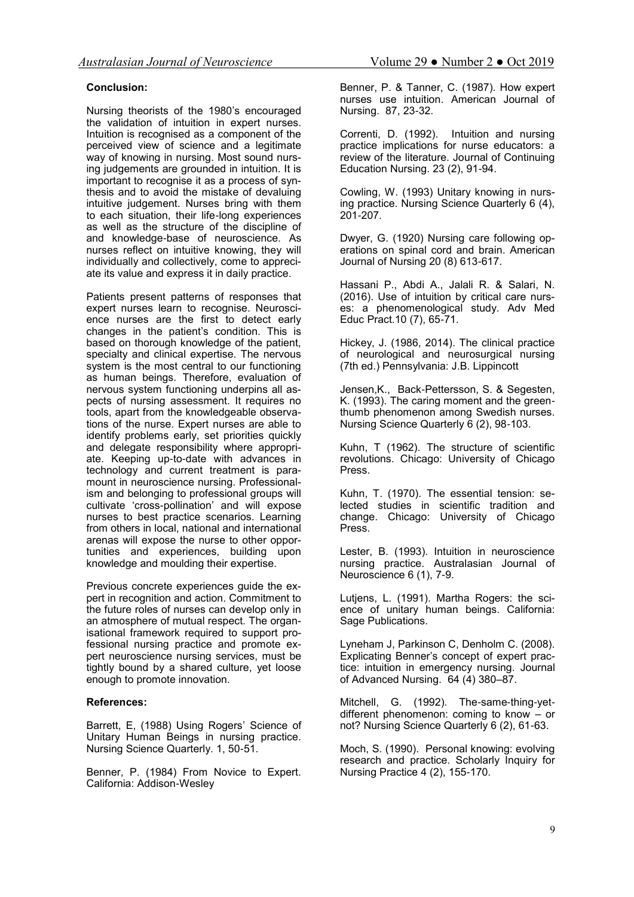**Conclusion:**

Nursing theorists of the 1980's encouraged the validation of intuition in expert nurses. Intuition is recognised as a component of the perceived view of science and a legitimate way of knowing in nursing. Most sound nursing judgements are grounded in intuition. It is important to recognise it as a process of synthesis and to avoid the mistake of devaluing intuitive judgement. Nurses bring with them to each situation, their life-long experiences as well as the structure of the discipline of and knowledge-base of neuroscience. As nurses reflect on intuitive knowing, they will individually and collectively, come to appreciate its value and express it in daily practice.

Patients present patterns of responses that expert nurses learn to recognise. Neuroscience nurses are the first to detect early changes in the patient's condition. This is based on thorough knowledge of the patient, specialty and clinical expertise. The nervous system is the most central to our functioning as human beings. Therefore, evaluation of nervous system functioning underpins all aspects of nursing assessment. It requires no tools, apart from the knowledgeable observations of the nurse. Expert nurses are able to identify problems early, set priorities quickly and delegate responsibility where appropriate. Keeping up-to-date with advances in technology and current treatment is paramount in neuroscience nursing. Professionalism and belonging to professional groups will cultivate 'cross-pollination' and will expose nurses to best practice scenarios. Learning from others in local, national and international arenas will expose the nurse to other opportunities and experiences, building upon knowledge and moulding their expertise.

Previous concrete experiences guide the expert in recognition and action. Commitment to the future roles of nurses can develop only in an atmosphere of mutual respect. The organisational framework required to support professional nursing practice and promote expert neuroscience nursing services, must be tightly bound by a shared culture, yet loose enough to promote innovation.

**References:**

Barrett, E, (1988) Using Rogers' Science of Unitary Human Beings in nursing practice. Nursing Science Quarterly. 1, 50-51.

Benner, P. (1984) From Novice to Expert. California: Addison-Wesley

Benner, P. & Tanner, C. (1987). How expert nurses use intuition. American Journal of Nursing. 87, 23-32.

Correnti, D. (1992). Intuition and nursing practice implications for nurse educators: a review of the literature. Journal of Continuing Education Nursing. 23 (2), 91-94.

Cowling, W. (1993) Unitary knowing in nursing practice. Nursing Science Quarterly 6 (4), 201-207.

Dwyer, G. (1920) Nursing care following operations on spinal cord and brain. American Journal of Nursing 20 (8) 613-617.

Hassani P., Abdi A., Jalali R. & Salari, N. (2016). Use of intuition by critical care nurses: a phenomenological study. Adv Med Educ Pract.10 (7), 65-71.

Hickey, J. (1986, 2014). The clinical practice of neurological and neurosurgical nursing (7th ed.) Pennsylvania: J.B. Lippincott

Jensen,K., Back-Pettersson, S. & Segesten, K. (1993). The caring moment and the green-thumb phenomenon among Swedish nurses. Nursing Science Quarterly 6 (2), 98-103.

Kuhn, T (1962). The structure of scientific revolutions. Chicago: University of Chicago Press.

Kuhn, T. (1970). The essential tension: selected studies in scientific tradition and change. Chicago: University of Chicago Press.

Lester, B. (1993). Intuition in neuroscience nursing practice. Australasian Journal of Neuroscience 6 (1), 7-9.

Lutjens, L. (1991). Martha Rogers: the science of unitary human beings. California: Sage Publications.

Lyneham J, Parkinson C, Denholm C. (2008). Explicating Benner's concept of expert practice: intuition in emergency nursing. Journal of Advanced Nursing. 64 (4) 380–87.

Mitchell, G. (1992). The-same-thing-yet-different phenomenon: coming to know – or not? Nursing Science Quarterly 6 (2), 61-63.

Moch, S. (1990). Personal knowing: evolving research and practice. Scholarly Inquiry for Nursing Practice 4 (2), 155-170.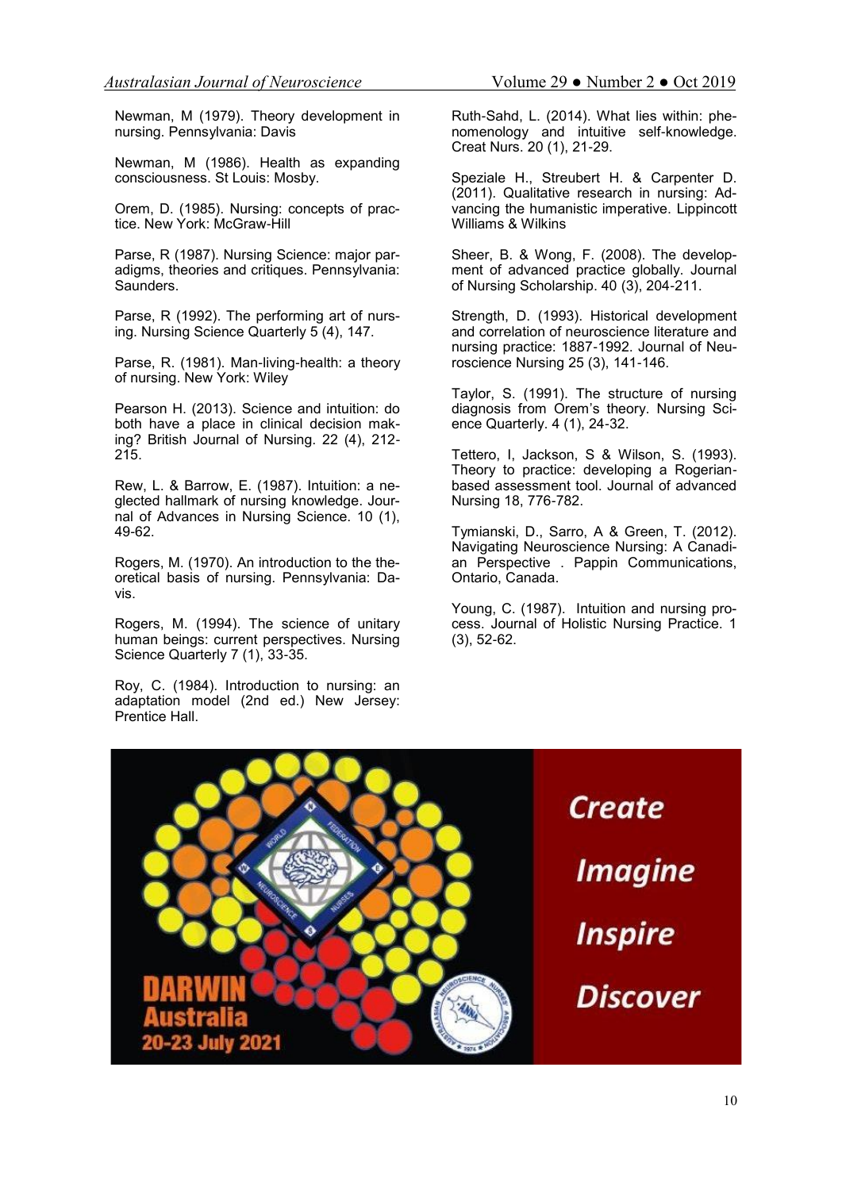Newman, M (1979). Theory development in nursing. Pennsylvania: Davis

Newman, M (1986). Health as expanding consciousness. St Louis: Mosby.

Orem, D. (1985). Nursing: concepts of practice. New York: McGraw-Hill

Parse, R (1987). Nursing Science: major paradigms, theories and critiques. Pennsylvania: Saunders.

Parse, R (1992). The performing art of nursing. Nursing Science Quarterly 5 (4), 147.

Parse, R. (1981). Man-living-health: a theory of nursing. New York: Wiley

Pearson H. (2013). Science and intuition: do both have a place in clinical decision making? British Journal of Nursing. 22 (4), 212-215.

Rew, L. & Barrow, E. (1987). Intuition: a neglected hallmark of nursing knowledge. Journal of Advances in Nursing Science. 10 (1), 49-62.

Rogers, M. (1970). An introduction to the theoretical basis of nursing. Pennsylvania: Davis.

Rogers, M. (1994). The science of unitary human beings: current perspectives. Nursing Science Quarterly 7 (1), 33-35.

Roy, C. (1984). Introduction to nursing: an adaptation model (2nd ed.) New Jersey: Prentice Hall.

Ruth-Sahd, L. (2014). What lies within: phenomenology and intuitive self-knowledge. Creat Nurs. 20 (1), 21-29.

Speziale H., Streubert H. & Carpenter D. (2011). Qualitative research in nursing: Advancing the humanistic imperative. Lippincott Williams & Wilkins

Sheer, B. & Wong, F. (2008). The development of advanced practice globally. Journal of Nursing Scholarship. 40 (3), 204-211.

Strength, D. (1993). Historical development and correlation of neuroscience literature and nursing practice: 1887-1992. Journal of Neuroscience Nursing 25 (3), 141-146.

Taylor, S. (1991). The structure of nursing diagnosis from Orem's theory. Nursing Science Quarterly. 4 (1), 24-32.

Tettero, I, Jackson, S & Wilson, S. (1993). Theory to practice: developing a Rogerian-based assessment tool. Journal of advanced Nursing 18, 776-782.

Tymianski, D., Sarro, A & Green, T. (2012). Navigating Neuroscience Nursing: A Canadian Perspective . Pappin Communications, Ontario, Canada.

Young, C. (1987). Intuition and nursing process. Journal of Holistic Nursing Practice. 1 (3), 52-62.

DARWIN
Australia
20-23 July 2021

Create

Imagine

Inspire

Discover